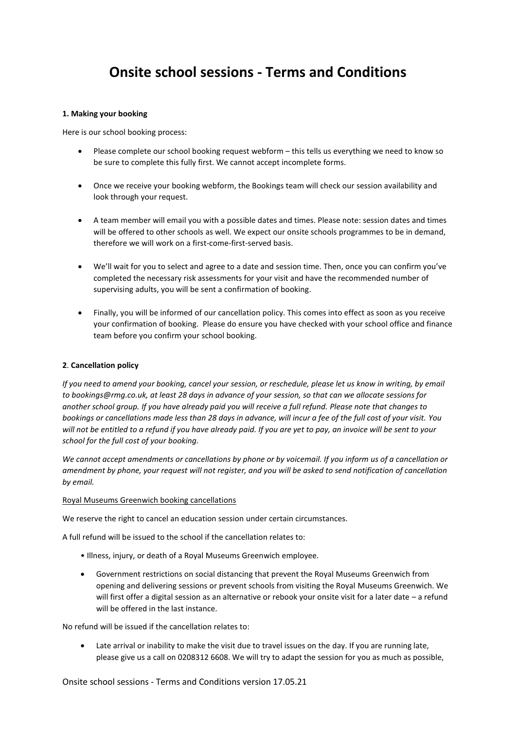# Onsite school sessions - Terms and Conditions

**1. Making your booking**

Here is our school booking process:

- Please complete our school booking request webform – this tells us everything we need to know so be sure to complete this fully first. We cannot accept incomplete forms.

- Once we receive your booking webform, the Bookings team will check our session availability and look through your request.

- A team member will email you with a possible dates and times. Please note: session dates and times will be offered to other schools as well. We expect our onsite schools programmes to be in demand, therefore we will work on a first-come-first-served basis.

- We'll wait for you to select and agree to a date and session time. Then, once you can confirm you've completed the necessary risk assessments for your visit and have the recommended number of supervising adults, you will be sent a confirmation of booking.

- Finally, you will be informed of our cancellation policy. This comes into effect as soon as you receive your confirmation of booking. Please do ensure you have checked with your school office and finance team before you confirm your school booking.

**2. Cancellation policy**

*If you need to amend your booking, cancel your session, or reschedule, please let us know in writing, by email to bookings@rmg.co.uk, at least 28 days in advance of your session, so that can we allocate sessions for another school group. If you have already paid you will receive a full refund. Please note that changes to bookings or cancellations made less than 28 days in advance, will incur a fee of the full cost of your visit. You will not be entitled to a refund if you have already paid. If you are yet to pay, an invoice will be sent to your school for the full cost of your booking.*

*We cannot accept amendments or cancellations by phone or by voicemail. If you inform us of a cancellation or amendment by phone, your request will not register, and you will be asked to send notification of cancellation by email.*

<u>Royal Museums Greenwich booking cancellations</u>

We reserve the right to cancel an education session under certain circumstances.

A full refund will be issued to the school if the cancellation relates to:

- Illness, injury, or death of a Royal Museums Greenwich employee.
- Government restrictions on social distancing that prevent the Royal Museums Greenwich from opening and delivering sessions or prevent schools from visiting the Royal Museums Greenwich. We will first offer a digital session as an alternative or rebook your onsite visit for a later date – a refund will be offered in the last instance.

No refund will be issued if the cancellation relates to:

- Late arrival or inability to make the visit due to travel issues on the day. If you are running late, please give us a call on 0208312 6608. We will try to adapt the session for you as much as possible,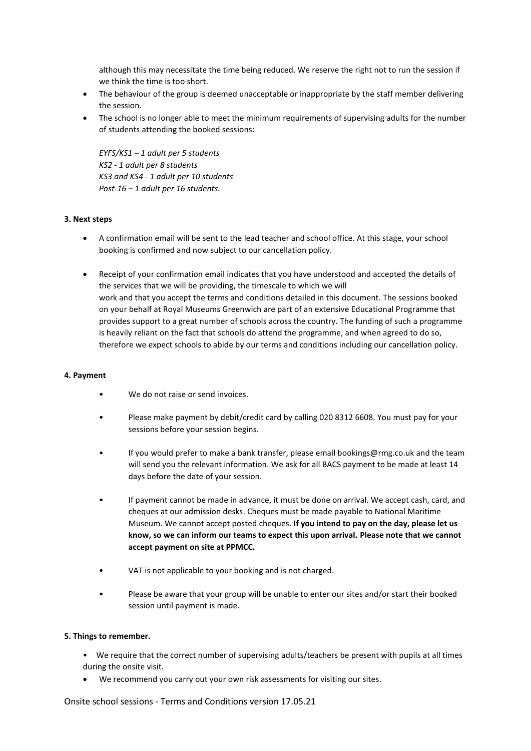although this may necessitate the time being reduced. We reserve the right not to run the session if we think the time is too short.

- The behaviour of the group is deemed unacceptable or inappropriate by the staff member delivering the session.
- The school is no longer able to meet the minimum requirements of supervising adults for the number of students attending the booked sessions:

  *EYFS/KS1 – 1 adult per 5 students*
  *KS2 - 1 adult per 8 students*
  *KS3 and KS4 - 1 adult per 10 students*
  *Post-16 – 1 adult per 16 students.*

**3. Next steps**

- A confirmation email will be sent to the lead teacher and school office. At this stage, your school booking is confirmed and now subject to our cancellation policy.

- Receipt of your confirmation email indicates that you have understood and accepted the details of the services that we will be providing, the timescale to which we will work and that you accept the terms and conditions detailed in this document. The sessions booked on your behalf at Royal Museums Greenwich are part of an extensive Educational Programme that provides support to a great number of schools across the country. The funding of such a programme is heavily reliant on the fact that schools do attend the programme, and when agreed to do so, therefore we expect schools to abide by our terms and conditions including our cancellation policy.

**4. Payment**

- We do not raise or send invoices.

- Please make payment by debit/credit card by calling 020 8312 6608. You must pay for your sessions before your session begins.

- If you would prefer to make a bank transfer, please email bookings@rmg.co.uk and the team will send you the relevant information. We ask for all BACS payment to be made at least 14 days before the date of your session.

- If payment cannot be made in advance, it must be done on arrival. We accept cash, card, and cheques at our admission desks. Cheques must be made payable to National Maritime Museum. We cannot accept posted cheques. **If you intend to pay on the day, please let us know, so we can inform our teams to expect this upon arrival. Please note that we cannot accept payment on site at PPMCC.**

- VAT is not applicable to your booking and is not charged.

- Please be aware that your group will be unable to enter our sites and/or start their booked session until payment is made.

**5. Things to remember.**

- We require that the correct number of supervising adults/teachers be present with pupils at all times during the onsite visit.
- We recommend you carry out your own risk assessments for visiting our sites.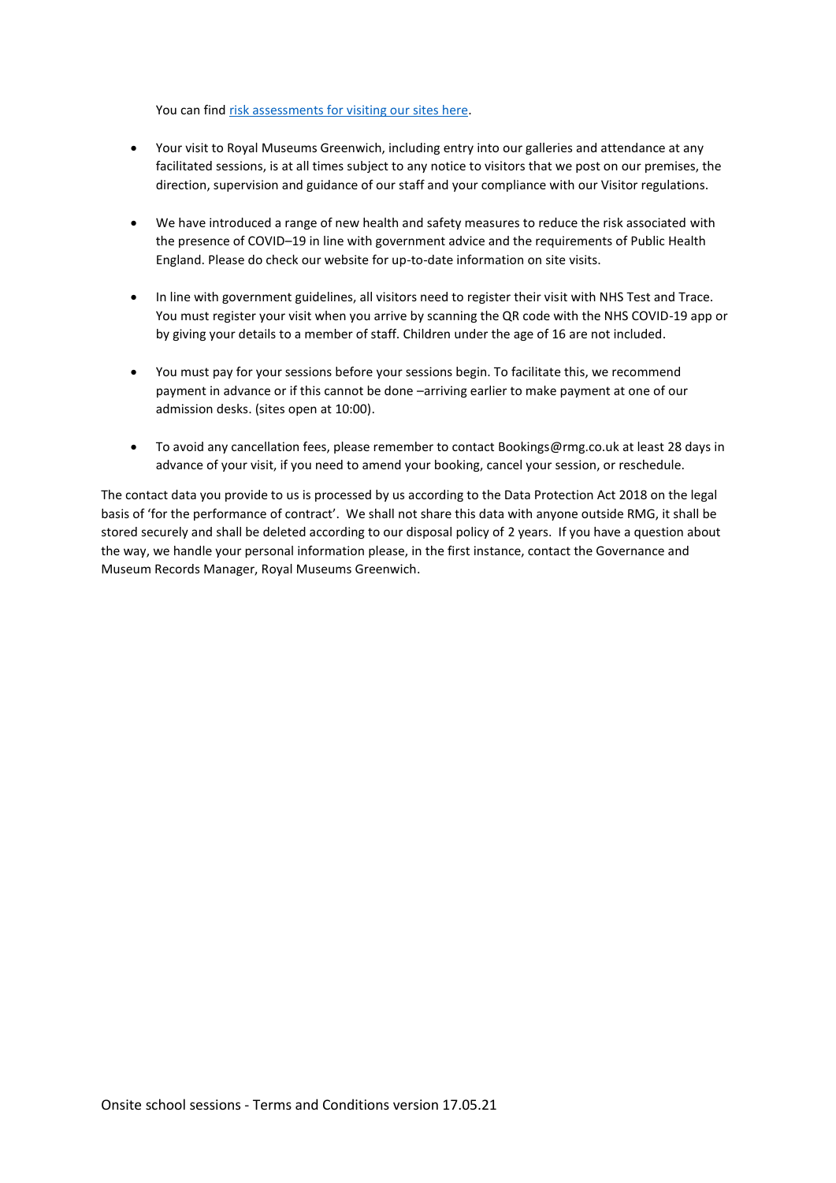You can find risk assessments for visiting our sites here.

- Your visit to Royal Museums Greenwich, including entry into our galleries and attendance at any facilitated sessions, is at all times subject to any notice to visitors that we post on our premises, the direction, supervision and guidance of our staff and your compliance with our Visitor regulations.

- We have introduced a range of new health and safety measures to reduce the risk associated with the presence of COVID–19 in line with government advice and the requirements of Public Health England. Please do check our website for up-to-date information on site visits.

- In line with government guidelines, all visitors need to register their visit with NHS Test and Trace. You must register your visit when you arrive by scanning the QR code with the NHS COVID-19 app or by giving your details to a member of staff. Children under the age of 16 are not included.

- You must pay for your sessions before your sessions begin. To facilitate this, we recommend payment in advance or if this cannot be done –arriving earlier to make payment at one of our admission desks. (sites open at 10:00).

- To avoid any cancellation fees, please remember to contact Bookings@rmg.co.uk at least 28 days in advance of your visit, if you need to amend your booking, cancel your session, or reschedule.

The contact data you provide to us is processed by us according to the Data Protection Act 2018 on the legal basis of 'for the performance of contract'. We shall not share this data with anyone outside RMG, it shall be stored securely and shall be deleted according to our disposal policy of 2 years. If you have a question about the way, we handle your personal information please, in the first instance, contact the Governance and Museum Records Manager, Royal Museums Greenwich.